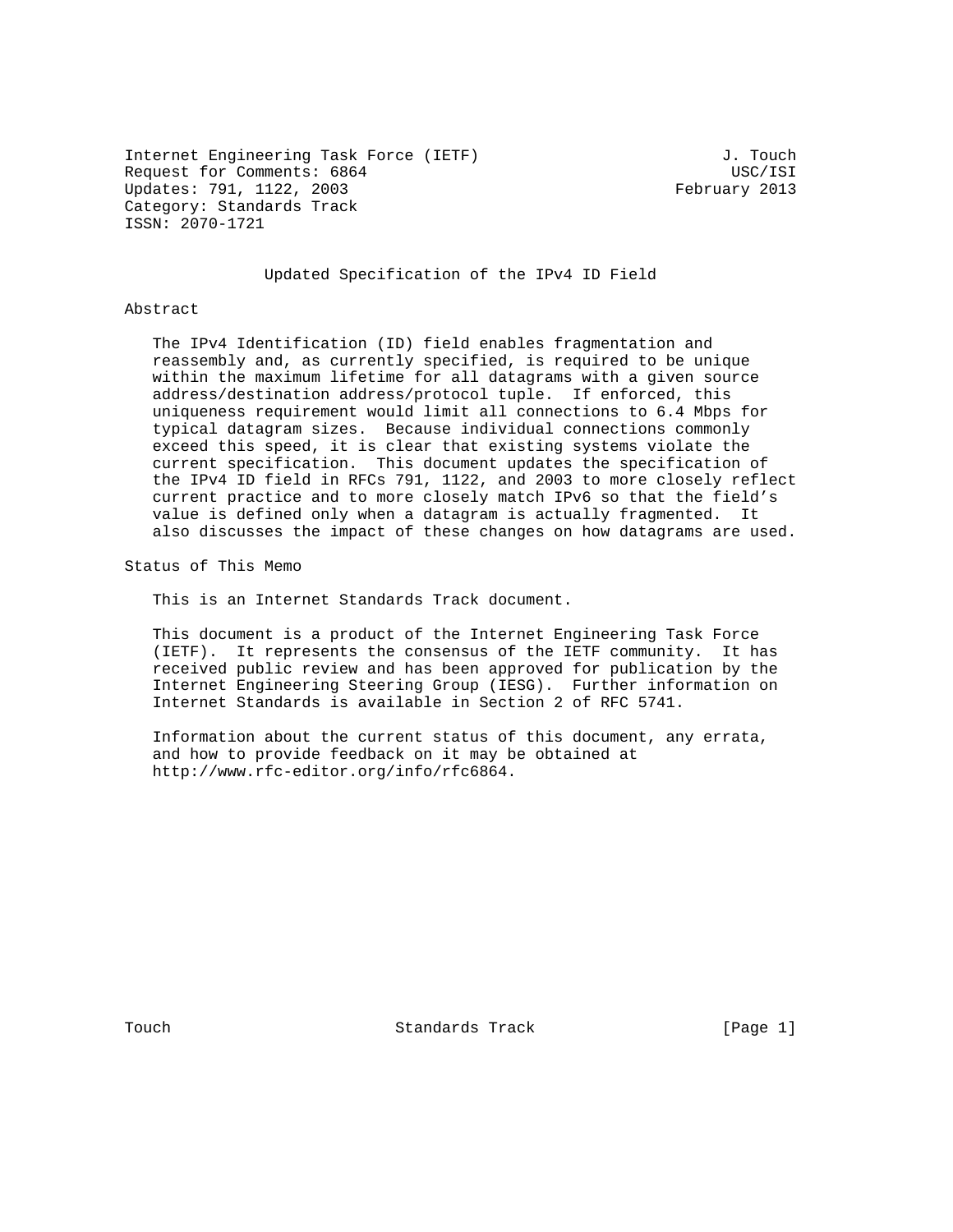Internet Engineering Task Force (IETF)  
Request for Comments: 6864  
Updates: 791, 1122, 2003  
Category: Standards Track  
ISSN: 2070-1721

J. Touch  
USC/ISI  
February 2013

# Updated Specification of the IPv4 ID Field

## Abstract

The IPv4 Identification (ID) field enables fragmentation and reassembly and, as currently specified, is required to be unique within the maximum lifetime for all datagrams with a given source address/destination address/protocol tuple. If enforced, this uniqueness requirement would limit all connections to 6.4 Mbps for typical datagram sizes. Because individual connections commonly exceed this speed, it is clear that existing systems violate the current specification. This document updates the specification of the IPv4 ID field in RFCs 791, 1122, and 2003 to more closely reflect current practice and to more closely match IPv6 so that the field's value is defined only when a datagram is actually fragmented. It also discusses the impact of these changes on how datagrams are used.

## Status of This Memo

This is an Internet Standards Track document.

This document is a product of the Internet Engineering Task Force (IETF). It represents the consensus of the IETF community. It has received public review and has been approved for publication by the Internet Engineering Steering Group (IESG). Further information on Internet Standards is available in Section 2 of RFC 5741.

Information about the current status of this document, any errata, and how to provide feedback on it may be obtained at http://www.rfc-editor.org/info/rfc6864.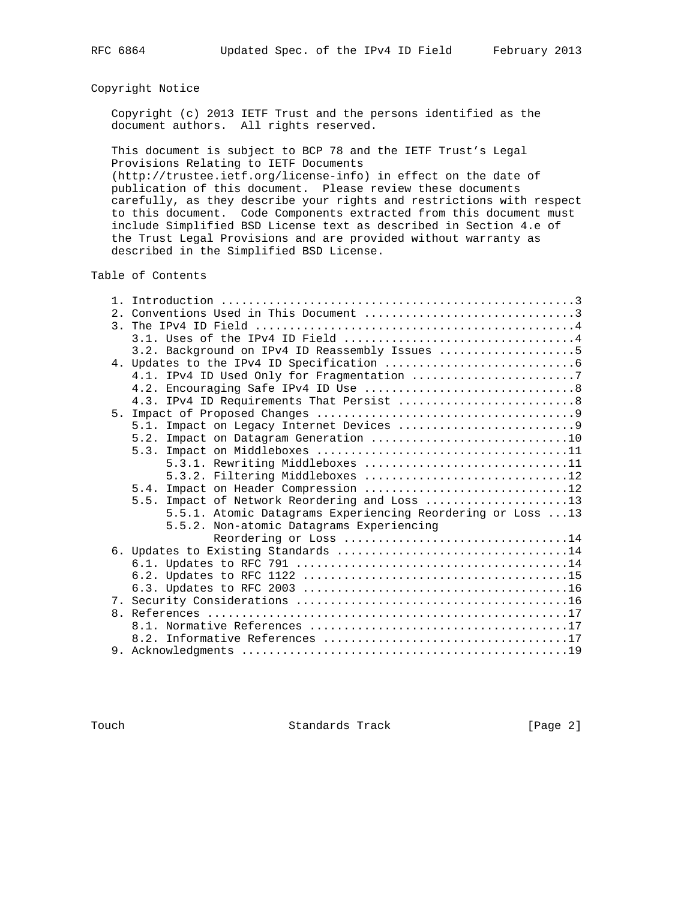## Copyright Notice

Copyright (c) 2013 IETF Trust and the persons identified as the document authors. All rights reserved.

This document is subject to BCP 78 and the IETF Trust's Legal Provisions Relating to IETF Documents (http://trustee.ietf.org/license-info) in effect on the date of publication of this document. Please review these documents carefully, as they describe your rights and restrictions with respect to this document. Code Components extracted from this document must include Simplified BSD License text as described in Section 4.e of the Trust Legal Provisions and are provided without warranty as described in the Simplified BSD License.

## Table of Contents

```
   1. Introduction ....................................................3
   2. Conventions Used in This Document ...............................3
   3. The IPv4 ID Field ...............................................4
      3.1. Uses of the IPv4 ID Field ..................................4
      3.2. Background on IPv4 ID Reassembly Issues ....................5
   4. Updates to the IPv4 ID Specification ............................6
      4.1. IPv4 ID Used Only for Fragmentation ........................7
      4.2. Encouraging Safe IPv4 ID Use ...............................8
      4.3. IPv4 ID Requirements That Persist ..........................8
   5. Impact of Proposed Changes ......................................9
      5.1. Impact on Legacy Internet Devices ..........................9
      5.2. Impact on Datagram Generation .............................10
      5.3. Impact on Middleboxes .....................................11
           5.3.1. Rewriting Middleboxes ..............................11
           5.3.2. Filtering Middleboxes ..............................12
      5.4. Impact on Header Compression ..............................12
      5.5. Impact of Network Reordering and Loss .....................13
           5.5.1. Atomic Datagrams Experiencing Reordering or Loss ...13
           5.5.2. Non-atomic Datagrams Experiencing
                  Reordering or Loss .................................14
   6. Updates to Existing Standards ..................................14
      6.1. Updates to RFC 791 ........................................14
      6.2. Updates to RFC 1122 .......................................15
      6.3. Updates to RFC 2003 .......................................16
   7. Security Considerations ........................................16
   8. References .....................................................17
      8.1. Normative References ......................................17
      8.2. Informative References ....................................17
   9. Acknowledgments ................................................19
```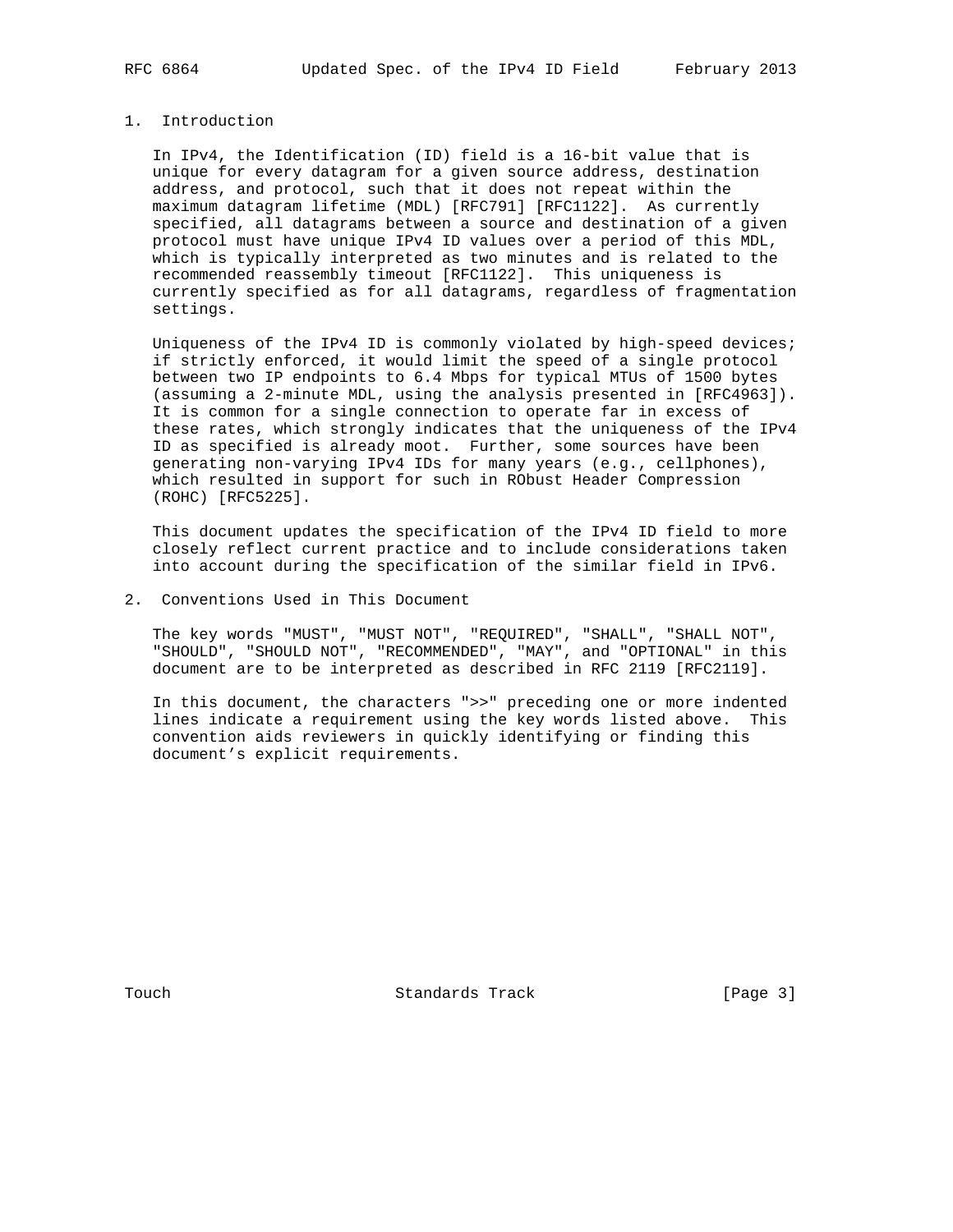## 1. Introduction

In IPv4, the Identification (ID) field is a 16-bit value that is unique for every datagram for a given source address, destination address, and protocol, such that it does not repeat within the maximum datagram lifetime (MDL) [RFC791] [RFC1122]. As currently specified, all datagrams between a source and destination of a given protocol must have unique IPv4 ID values over a period of this MDL, which is typically interpreted as two minutes and is related to the recommended reassembly timeout [RFC1122]. This uniqueness is currently specified as for all datagrams, regardless of fragmentation settings.

Uniqueness of the IPv4 ID is commonly violated by high-speed devices; if strictly enforced, it would limit the speed of a single protocol between two IP endpoints to 6.4 Mbps for typical MTUs of 1500 bytes (assuming a 2-minute MDL, using the analysis presented in [RFC4963]). It is common for a single connection to operate far in excess of these rates, which strongly indicates that the uniqueness of the IPv4 ID as specified is already moot. Further, some sources have been generating non-varying IPv4 IDs for many years (e.g., cellphones), which resulted in support for such in RObust Header Compression (ROHC) [RFC5225].

This document updates the specification of the IPv4 ID field to more closely reflect current practice and to include considerations taken into account during the specification of the similar field in IPv6.

## 2. Conventions Used in This Document

The key words "MUST", "MUST NOT", "REQUIRED", "SHALL", "SHALL NOT", "SHOULD", "SHOULD NOT", "RECOMMENDED", "MAY", and "OPTIONAL" in this document are to be interpreted as described in RFC 2119 [RFC2119].

In this document, the characters ">>" preceding one or more indented lines indicate a requirement using the key words listed above. This convention aids reviewers in quickly identifying or finding this document's explicit requirements.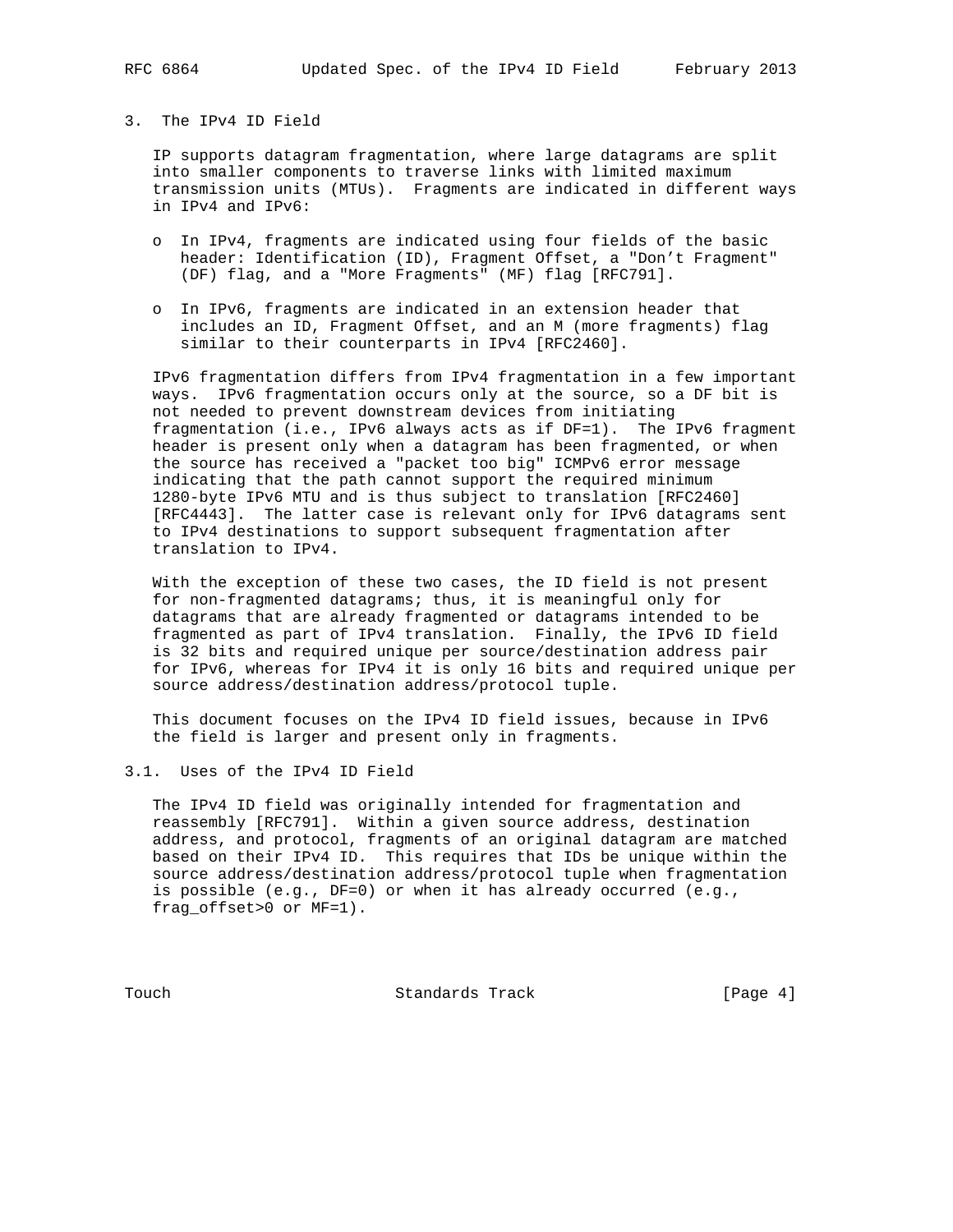## 3. The IPv4 ID Field

IP supports datagram fragmentation, where large datagrams are split into smaller components to traverse links with limited maximum transmission units (MTUs). Fragments are indicated in different ways in IPv4 and IPv6:

- In IPv4, fragments are indicated using four fields of the basic header: Identification (ID), Fragment Offset, a "Don't Fragment" (DF) flag, and a "More Fragments" (MF) flag [RFC791].

- In IPv6, fragments are indicated in an extension header that includes an ID, Fragment Offset, and an M (more fragments) flag similar to their counterparts in IPv4 [RFC2460].

IPv6 fragmentation differs from IPv4 fragmentation in a few important ways. IPv6 fragmentation occurs only at the source, so a DF bit is not needed to prevent downstream devices from initiating fragmentation (i.e., IPv6 always acts as if DF=1). The IPv6 fragment header is present only when a datagram has been fragmented, or when the source has received a "packet too big" ICMPv6 error message indicating that the path cannot support the required minimum 1280-byte IPv6 MTU and is thus subject to translation [RFC2460] [RFC4443]. The latter case is relevant only for IPv6 datagrams sent to IPv4 destinations to support subsequent fragmentation after translation to IPv4.

With the exception of these two cases, the ID field is not present for non-fragmented datagrams; thus, it is meaningful only for datagrams that are already fragmented or datagrams intended to be fragmented as part of IPv4 translation. Finally, the IPv6 ID field is 32 bits and required unique per source/destination address pair for IPv6, whereas for IPv4 it is only 16 bits and required unique per source address/destination address/protocol tuple.

This document focuses on the IPv4 ID field issues, because in IPv6 the field is larger and present only in fragments.

### 3.1. Uses of the IPv4 ID Field

The IPv4 ID field was originally intended for fragmentation and reassembly [RFC791]. Within a given source address, destination address, and protocol, fragments of an original datagram are matched based on their IPv4 ID. This requires that IDs be unique within the source address/destination address/protocol tuple when fragmentation is possible (e.g., DF=0) or when it has already occurred (e.g., frag_offset>0 or MF=1).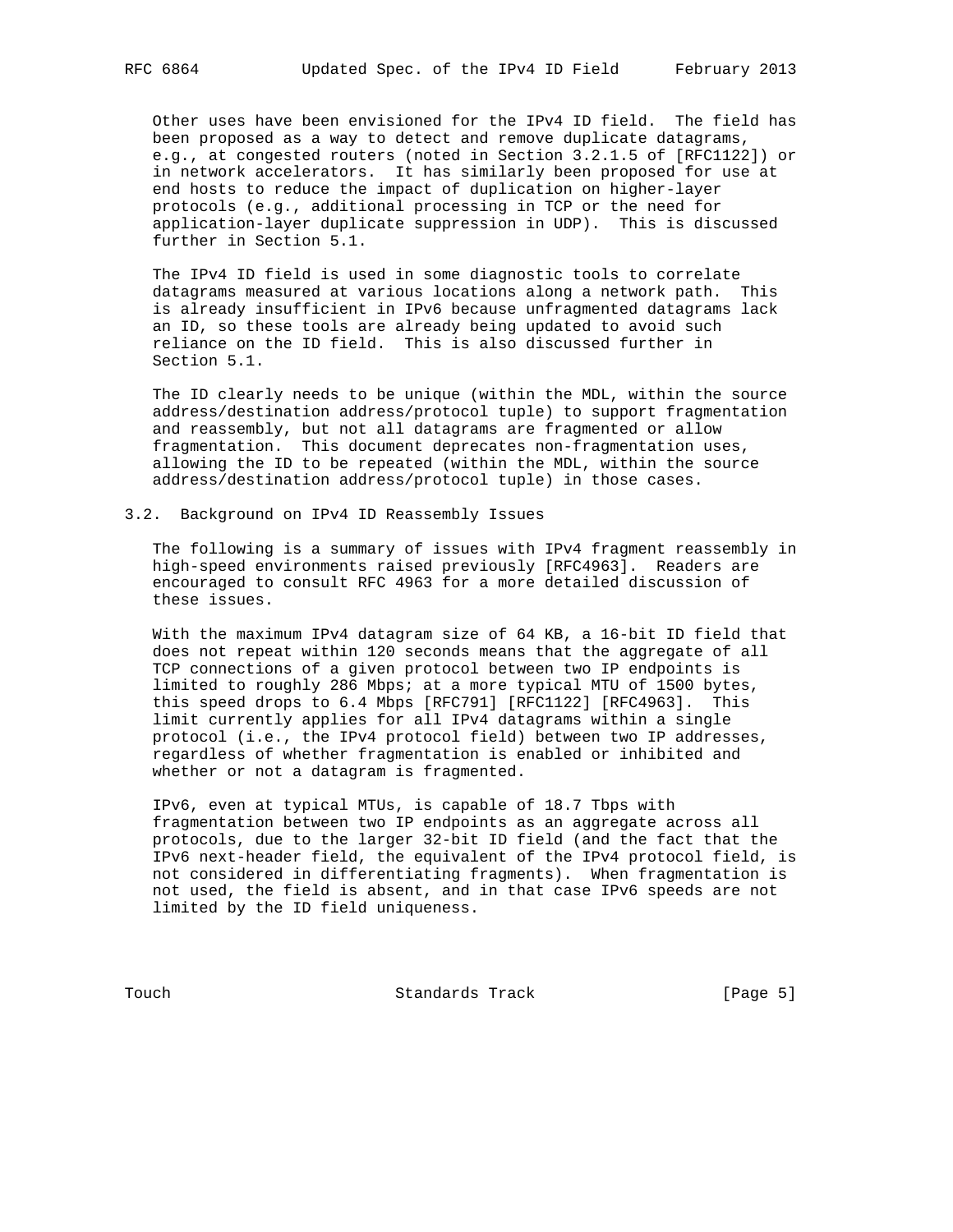Other uses have been envisioned for the IPv4 ID field. The field has been proposed as a way to detect and remove duplicate datagrams, e.g., at congested routers (noted in Section 3.2.1.5 of [RFC1122]) or in network accelerators. It has similarly been proposed for use at end hosts to reduce the impact of duplication on higher-layer protocols (e.g., additional processing in TCP or the need for application-layer duplicate suppression in UDP). This is discussed further in Section 5.1.

The IPv4 ID field is used in some diagnostic tools to correlate datagrams measured at various locations along a network path. This is already insufficient in IPv6 because unfragmented datagrams lack an ID, so these tools are already being updated to avoid such reliance on the ID field. This is also discussed further in Section 5.1.

The ID clearly needs to be unique (within the MDL, within the source address/destination address/protocol tuple) to support fragmentation and reassembly, but not all datagrams are fragmented or allow fragmentation. This document deprecates non-fragmentation uses, allowing the ID to be repeated (within the MDL, within the source address/destination address/protocol tuple) in those cases.

## 3.2. Background on IPv4 ID Reassembly Issues

The following is a summary of issues with IPv4 fragment reassembly in high-speed environments raised previously [RFC4963]. Readers are encouraged to consult RFC 4963 for a more detailed discussion of these issues.

With the maximum IPv4 datagram size of 64 KB, a 16-bit ID field that does not repeat within 120 seconds means that the aggregate of all TCP connections of a given protocol between two IP endpoints is limited to roughly 286 Mbps; at a more typical MTU of 1500 bytes, this speed drops to 6.4 Mbps [RFC791] [RFC1122] [RFC4963]. This limit currently applies for all IPv4 datagrams within a single protocol (i.e., the IPv4 protocol field) between two IP addresses, regardless of whether fragmentation is enabled or inhibited and whether or not a datagram is fragmented.

IPv6, even at typical MTUs, is capable of 18.7 Tbps with fragmentation between two IP endpoints as an aggregate across all protocols, due to the larger 32-bit ID field (and the fact that the IPv6 next-header field, the equivalent of the IPv4 protocol field, is not considered in differentiating fragments). When fragmentation is not used, the field is absent, and in that case IPv6 speeds are not limited by the ID field uniqueness.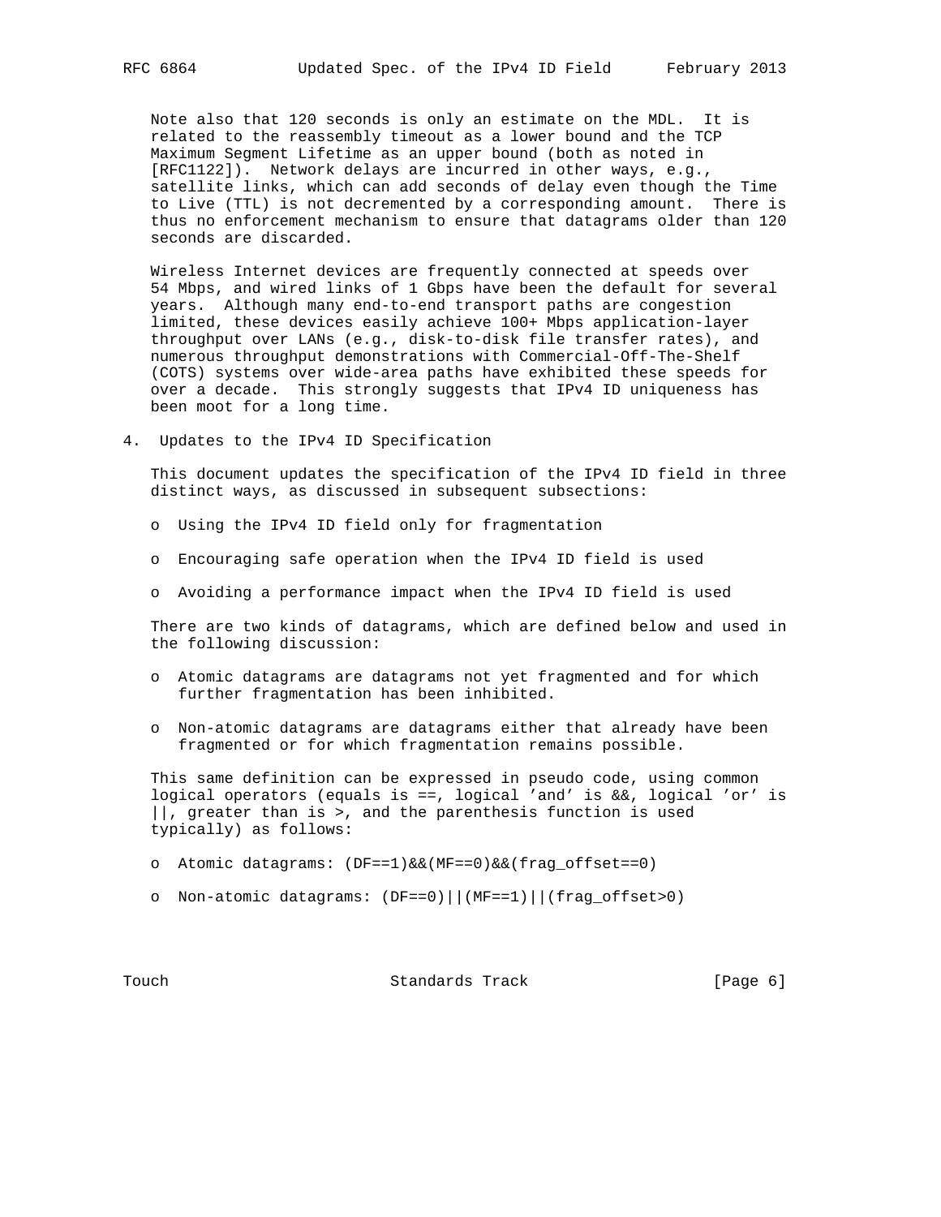Note also that 120 seconds is only an estimate on the MDL. It is related to the reassembly timeout as a lower bound and the TCP Maximum Segment Lifetime as an upper bound (both as noted in [RFC1122]). Network delays are incurred in other ways, e.g., satellite links, which can add seconds of delay even though the Time to Live (TTL) is not decremented by a corresponding amount. There is thus no enforcement mechanism to ensure that datagrams older than 120 seconds are discarded.

Wireless Internet devices are frequently connected at speeds over 54 Mbps, and wired links of 1 Gbps have been the default for several years. Although many end-to-end transport paths are congestion limited, these devices easily achieve 100+ Mbps application-layer throughput over LANs (e.g., disk-to-disk file transfer rates), and numerous throughput demonstrations with Commercial-Off-The-Shelf (COTS) systems over wide-area paths have exhibited these speeds for over a decade. This strongly suggests that IPv4 ID uniqueness has been moot for a long time.

## 4. Updates to the IPv4 ID Specification

This document updates the specification of the IPv4 ID field in three distinct ways, as discussed in subsequent subsections:

- Using the IPv4 ID field only for fragmentation
- Encouraging safe operation when the IPv4 ID field is used
- Avoiding a performance impact when the IPv4 ID field is used

There are two kinds of datagrams, which are defined below and used in the following discussion:

- Atomic datagrams are datagrams not yet fragmented and for which further fragmentation has been inhibited.
- Non-atomic datagrams are datagrams either that already have been fragmented or for which fragmentation remains possible.

This same definition can be expressed in pseudo code, using common logical operators (equals is ==, logical 'and' is &&, logical 'or' is ||, greater than is >, and the parenthesis function is used typically) as follows:

- Atomic datagrams: (DF==1)&&(MF==0)&&(frag_offset==0)
- Non-atomic datagrams: (DF==0)||(MF==1)||(frag_offset>0)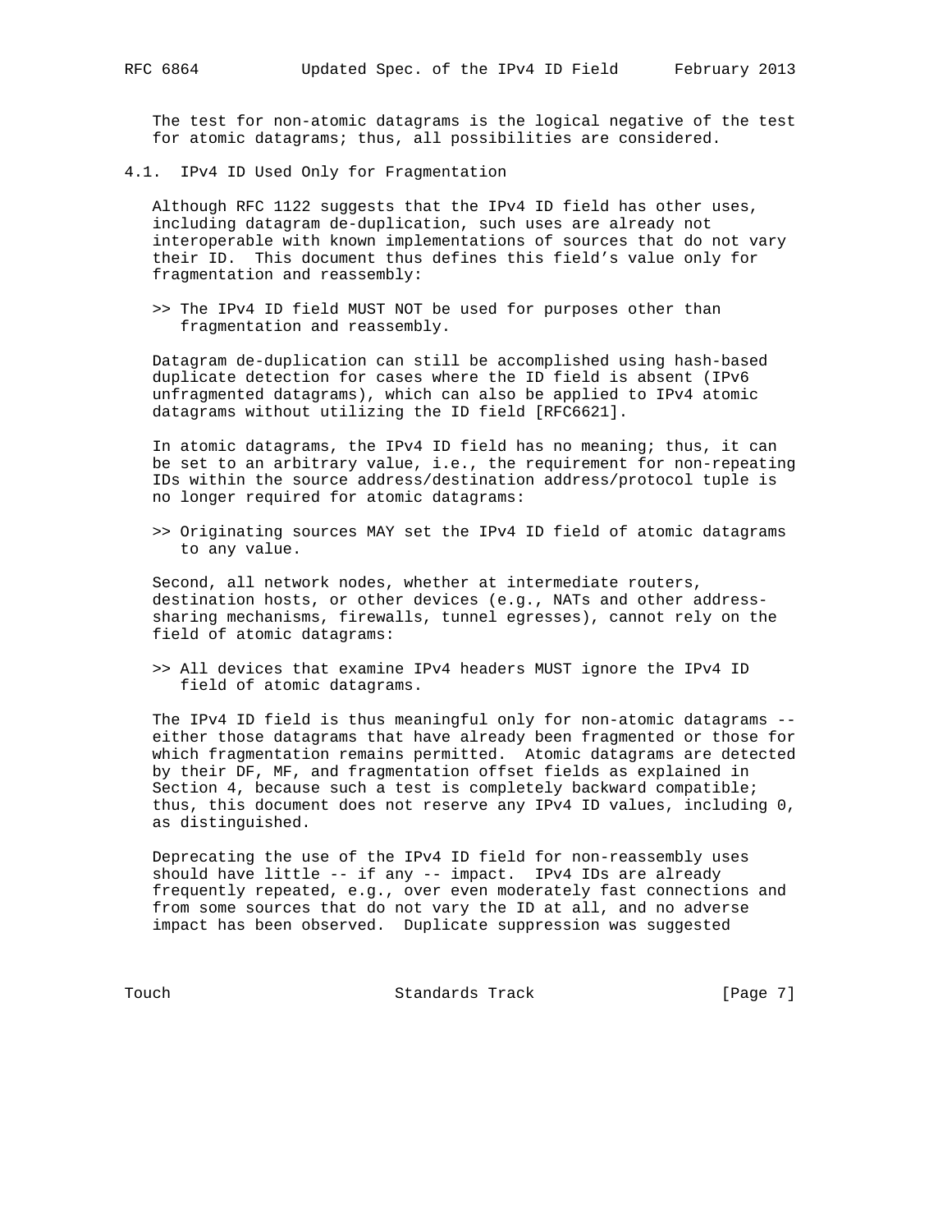The test for non-atomic datagrams is the logical negative of the test for atomic datagrams; thus, all possibilities are considered.

### 4.1. IPv4 ID Used Only for Fragmentation

Although RFC 1122 suggests that the IPv4 ID field has other uses, including datagram de-duplication, such uses are already not interoperable with known implementations of sources that do not vary their ID. This document thus defines this field's value only for fragmentation and reassembly:

>> The IPv4 ID field MUST NOT be used for purposes other than fragmentation and reassembly.

Datagram de-duplication can still be accomplished using hash-based duplicate detection for cases where the ID field is absent (IPv6 unfragmented datagrams), which can also be applied to IPv4 atomic datagrams without utilizing the ID field [RFC6621].

In atomic datagrams, the IPv4 ID field has no meaning; thus, it can be set to an arbitrary value, i.e., the requirement for non-repeating IDs within the source address/destination address/protocol tuple is no longer required for atomic datagrams:

>> Originating sources MAY set the IPv4 ID field of atomic datagrams to any value.

Second, all network nodes, whether at intermediate routers, destination hosts, or other devices (e.g., NATs and other address-sharing mechanisms, firewalls, tunnel egresses), cannot rely on the field of atomic datagrams:

>> All devices that examine IPv4 headers MUST ignore the IPv4 ID field of atomic datagrams.

The IPv4 ID field is thus meaningful only for non-atomic datagrams -- either those datagrams that have already been fragmented or those for which fragmentation remains permitted. Atomic datagrams are detected by their DF, MF, and fragmentation offset fields as explained in Section 4, because such a test is completely backward compatible; thus, this document does not reserve any IPv4 ID values, including 0, as distinguished.

Deprecating the use of the IPv4 ID field for non-reassembly uses should have little -- if any -- impact. IPv4 IDs are already frequently repeated, e.g., over even moderately fast connections and from some sources that do not vary the ID at all, and no adverse impact has been observed. Duplicate suppression was suggested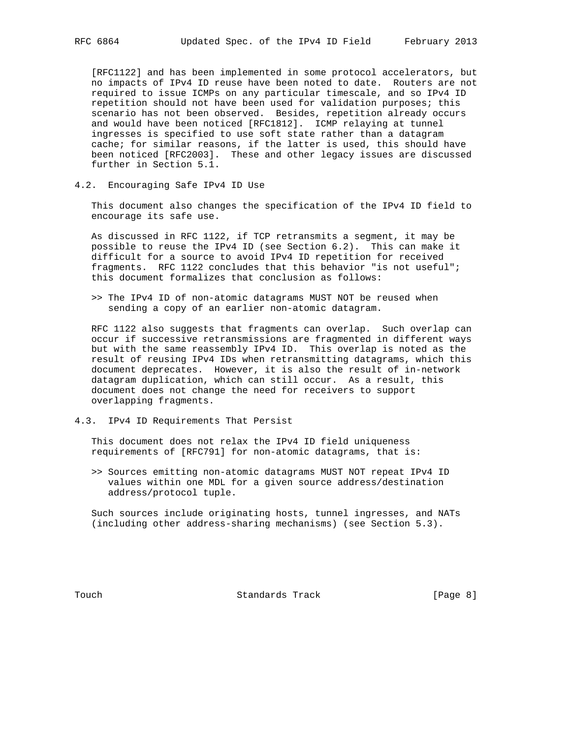[RFC1122] and has been implemented in some protocol accelerators, but no impacts of IPv4 ID reuse have been noted to date. Routers are not required to issue ICMPs on any particular timescale, and so IPv4 ID repetition should not have been used for validation purposes; this scenario has not been observed. Besides, repetition already occurs and would have been noticed [RFC1812]. ICMP relaying at tunnel ingresses is specified to use soft state rather than a datagram cache; for similar reasons, if the latter is used, this should have been noticed [RFC2003]. These and other legacy issues are discussed further in Section 5.1.

### 4.2. Encouraging Safe IPv4 ID Use

This document also changes the specification of the IPv4 ID field to encourage its safe use.

As discussed in RFC 1122, if TCP retransmits a segment, it may be possible to reuse the IPv4 ID (see Section 6.2). This can make it difficult for a source to avoid IPv4 ID repetition for received fragments. RFC 1122 concludes that this behavior "is not useful"; this document formalizes that conclusion as follows:

>> The IPv4 ID of non-atomic datagrams MUST NOT be reused when sending a copy of an earlier non-atomic datagram.

RFC 1122 also suggests that fragments can overlap. Such overlap can occur if successive retransmissions are fragmented in different ways but with the same reassembly IPv4 ID. This overlap is noted as the result of reusing IPv4 IDs when retransmitting datagrams, which this document deprecates. However, it is also the result of in-network datagram duplication, which can still occur. As a result, this document does not change the need for receivers to support overlapping fragments.

### 4.3. IPv4 ID Requirements That Persist

This document does not relax the IPv4 ID field uniqueness requirements of [RFC791] for non-atomic datagrams, that is:

>> Sources emitting non-atomic datagrams MUST NOT repeat IPv4 ID values within one MDL for a given source address/destination address/protocol tuple.

Such sources include originating hosts, tunnel ingresses, and NATs (including other address-sharing mechanisms) (see Section 5.3).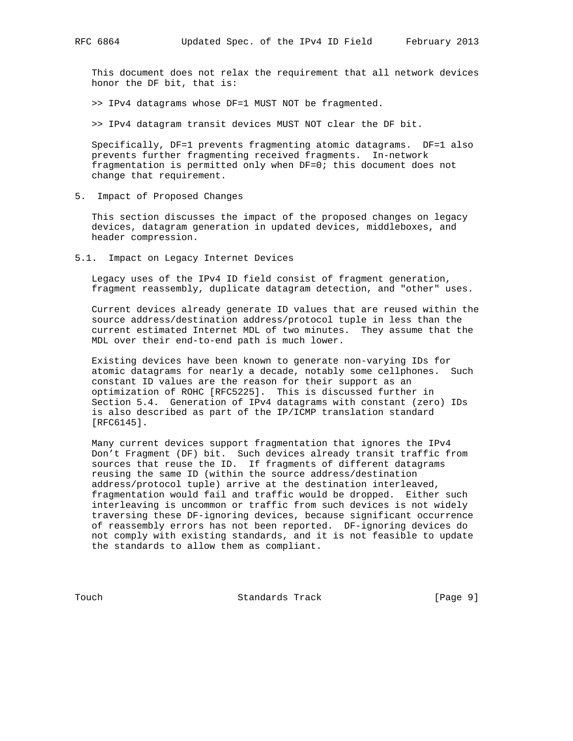This document does not relax the requirement that all network devices honor the DF bit, that is:

>> IPv4 datagrams whose DF=1 MUST NOT be fragmented.

>> IPv4 datagram transit devices MUST NOT clear the DF bit.

Specifically, DF=1 prevents fragmenting atomic datagrams. DF=1 also prevents further fragmenting received fragments. In-network fragmentation is permitted only when DF=0; this document does not change that requirement.

## 5. Impact of Proposed Changes

This section discusses the impact of the proposed changes on legacy devices, datagram generation in updated devices, middleboxes, and header compression.

### 5.1. Impact on Legacy Internet Devices

Legacy uses of the IPv4 ID field consist of fragment generation, fragment reassembly, duplicate datagram detection, and "other" uses.

Current devices already generate ID values that are reused within the source address/destination address/protocol tuple in less than the current estimated Internet MDL of two minutes. They assume that the MDL over their end-to-end path is much lower.

Existing devices have been known to generate non-varying IDs for atomic datagrams for nearly a decade, notably some cellphones. Such constant ID values are the reason for their support as an optimization of ROHC [RFC5225]. This is discussed further in Section 5.4. Generation of IPv4 datagrams with constant (zero) IDs is also described as part of the IP/ICMP translation standard [RFC6145].

Many current devices support fragmentation that ignores the IPv4 Don't Fragment (DF) bit. Such devices already transit traffic from sources that reuse the ID. If fragments of different datagrams reusing the same ID (within the source address/destination address/protocol tuple) arrive at the destination interleaved, fragmentation would fail and traffic would be dropped. Either such interleaving is uncommon or traffic from such devices is not widely traversing these DF-ignoring devices, because significant occurrence of reassembly errors has not been reported. DF-ignoring devices do not comply with existing standards, and it is not feasible to update the standards to allow them as compliant.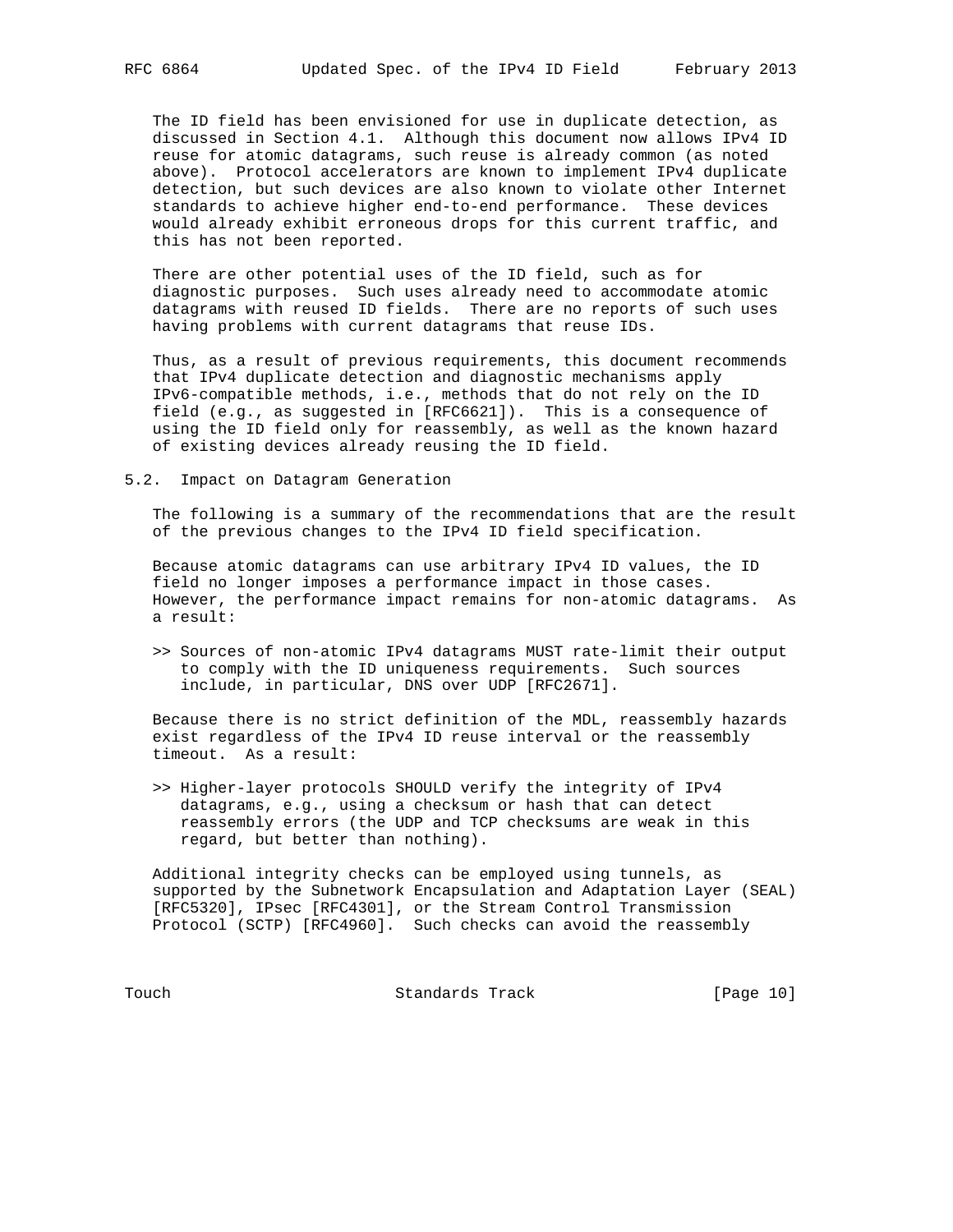The ID field has been envisioned for use in duplicate detection, as discussed in Section 4.1. Although this document now allows IPv4 ID reuse for atomic datagrams, such reuse is already common (as noted above). Protocol accelerators are known to implement IPv4 duplicate detection, but such devices are also known to violate other Internet standards to achieve higher end-to-end performance. These devices would already exhibit erroneous drops for this current traffic, and this has not been reported.

There are other potential uses of the ID field, such as for diagnostic purposes. Such uses already need to accommodate atomic datagrams with reused ID fields. There are no reports of such uses having problems with current datagrams that reuse IDs.

Thus, as a result of previous requirements, this document recommends that IPv4 duplicate detection and diagnostic mechanisms apply IPv6-compatible methods, i.e., methods that do not rely on the ID field (e.g., as suggested in [RFC6621]). This is a consequence of using the ID field only for reassembly, as well as the known hazard of existing devices already reusing the ID field.

## 5.2. Impact on Datagram Generation

The following is a summary of the recommendations that are the result of the previous changes to the IPv4 ID field specification.

Because atomic datagrams can use arbitrary IPv4 ID values, the ID field no longer imposes a performance impact in those cases. However, the performance impact remains for non-atomic datagrams. As a result:

>> Sources of non-atomic IPv4 datagrams MUST rate-limit their output to comply with the ID uniqueness requirements. Such sources include, in particular, DNS over UDP [RFC2671].

Because there is no strict definition of the MDL, reassembly hazards exist regardless of the IPv4 ID reuse interval or the reassembly timeout. As a result:

>> Higher-layer protocols SHOULD verify the integrity of IPv4 datagrams, e.g., using a checksum or hash that can detect reassembly errors (the UDP and TCP checksums are weak in this regard, but better than nothing).

Additional integrity checks can be employed using tunnels, as supported by the Subnetwork Encapsulation and Adaptation Layer (SEAL) [RFC5320], IPsec [RFC4301], or the Stream Control Transmission Protocol (SCTP) [RFC4960]. Such checks can avoid the reassembly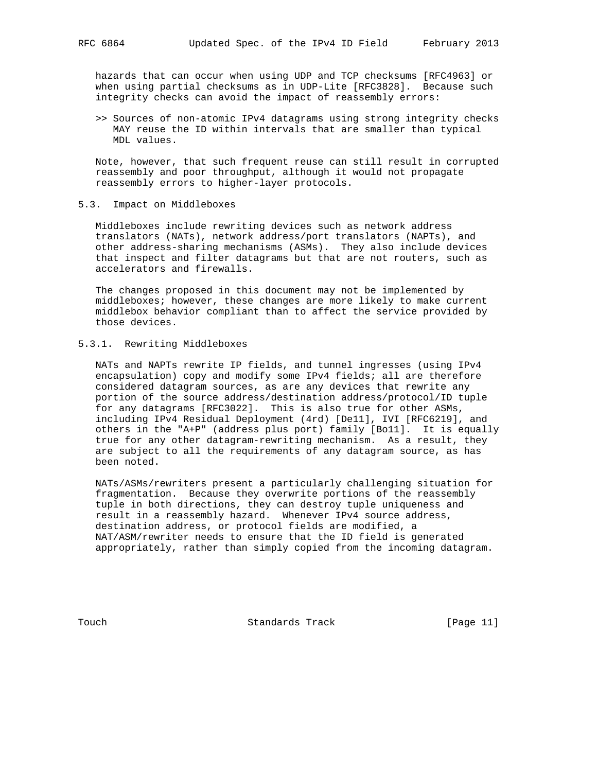hazards that can occur when using UDP and TCP checksums [RFC4963] or when using partial checksums as in UDP-Lite [RFC3828]. Because such integrity checks can avoid the impact of reassembly errors:

>> Sources of non-atomic IPv4 datagrams using strong integrity checks MAY reuse the ID within intervals that are smaller than typical MDL values.

Note, however, that such frequent reuse can still result in corrupted reassembly and poor throughput, although it would not propagate reassembly errors to higher-layer protocols.

### 5.3. Impact on Middleboxes

Middleboxes include rewriting devices such as network address translators (NATs), network address/port translators (NAPTs), and other address-sharing mechanisms (ASMs). They also include devices that inspect and filter datagrams but that are not routers, such as accelerators and firewalls.

The changes proposed in this document may not be implemented by middleboxes; however, these changes are more likely to make current middlebox behavior compliant than to affect the service provided by those devices.

#### 5.3.1. Rewriting Middleboxes

NATs and NAPTs rewrite IP fields, and tunnel ingresses (using IPv4 encapsulation) copy and modify some IPv4 fields; all are therefore considered datagram sources, as are any devices that rewrite any portion of the source address/destination address/protocol/ID tuple for any datagrams [RFC3022]. This is also true for other ASMs, including IPv4 Residual Deployment (4rd) [De11], IVI [RFC6219], and others in the "A+P" (address plus port) family [Bo11]. It is equally true for any other datagram-rewriting mechanism. As a result, they are subject to all the requirements of any datagram source, as has been noted.

NATs/ASMs/rewriters present a particularly challenging situation for fragmentation. Because they overwrite portions of the reassembly tuple in both directions, they can destroy tuple uniqueness and result in a reassembly hazard. Whenever IPv4 source address, destination address, or protocol fields are modified, a NAT/ASM/rewriter needs to ensure that the ID field is generated appropriately, rather than simply copied from the incoming datagram.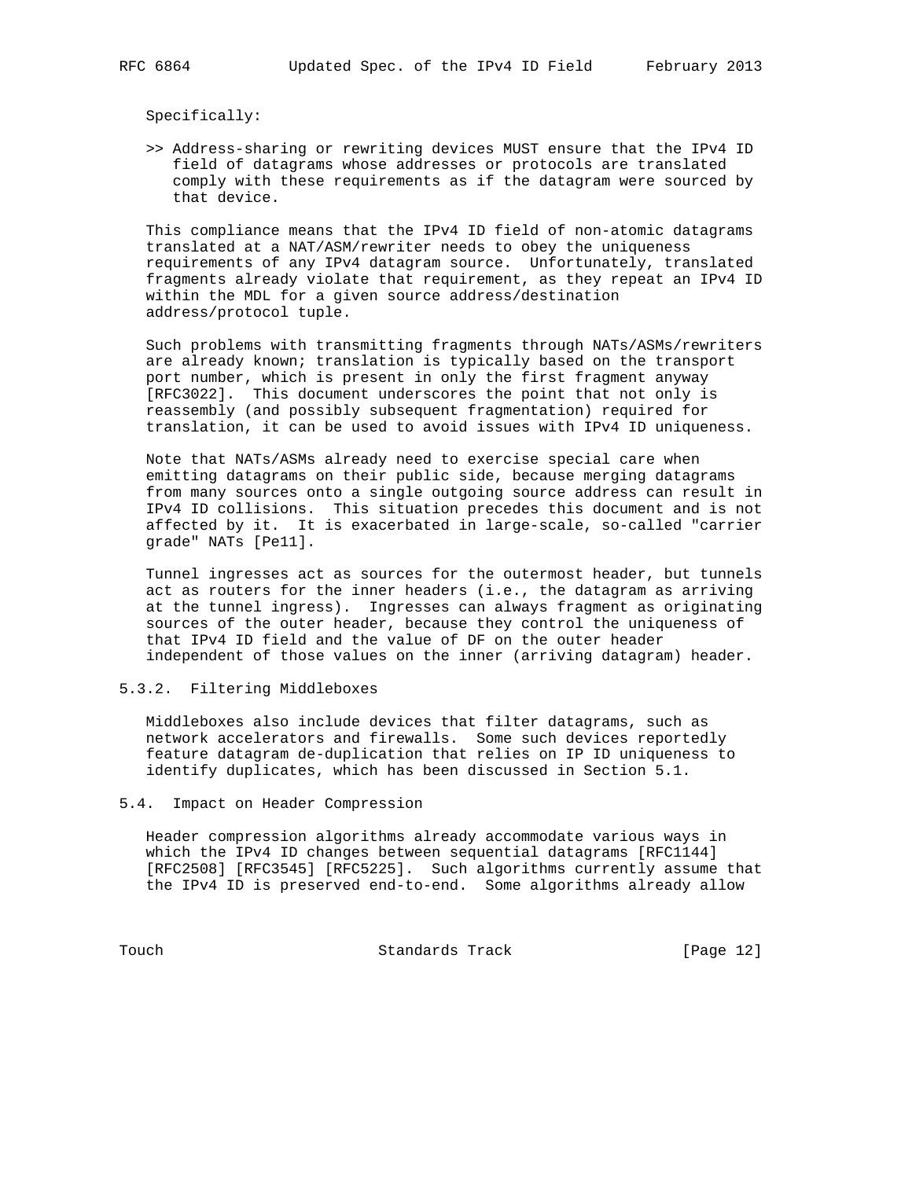Specifically:

>> Address-sharing or rewriting devices MUST ensure that the IPv4 ID field of datagrams whose addresses or protocols are translated comply with these requirements as if the datagram were sourced by that device.

This compliance means that the IPv4 ID field of non-atomic datagrams translated at a NAT/ASM/rewriter needs to obey the uniqueness requirements of any IPv4 datagram source. Unfortunately, translated fragments already violate that requirement, as they repeat an IPv4 ID within the MDL for a given source address/destination address/protocol tuple.

Such problems with transmitting fragments through NATs/ASMs/rewriters are already known; translation is typically based on the transport port number, which is present in only the first fragment anyway [RFC3022]. This document underscores the point that not only is reassembly (and possibly subsequent fragmentation) required for translation, it can be used to avoid issues with IPv4 ID uniqueness.

Note that NATs/ASMs already need to exercise special care when emitting datagrams on their public side, because merging datagrams from many sources onto a single outgoing source address can result in IPv4 ID collisions. This situation precedes this document and is not affected by it. It is exacerbated in large-scale, so-called "carrier grade" NATs [Pe11].

Tunnel ingresses act as sources for the outermost header, but tunnels act as routers for the inner headers (i.e., the datagram as arriving at the tunnel ingress). Ingresses can always fragment as originating sources of the outer header, because they control the uniqueness of that IPv4 ID field and the value of DF on the outer header independent of those values on the inner (arriving datagram) header.

### 5.3.2. Filtering Middleboxes

Middleboxes also include devices that filter datagrams, such as network accelerators and firewalls. Some such devices reportedly feature datagram de-duplication that relies on IP ID uniqueness to identify duplicates, which has been discussed in Section 5.1.

## 5.4. Impact on Header Compression

Header compression algorithms already accommodate various ways in which the IPv4 ID changes between sequential datagrams [RFC1144] [RFC2508] [RFC3545] [RFC5225]. Such algorithms currently assume that the IPv4 ID is preserved end-to-end. Some algorithms already allow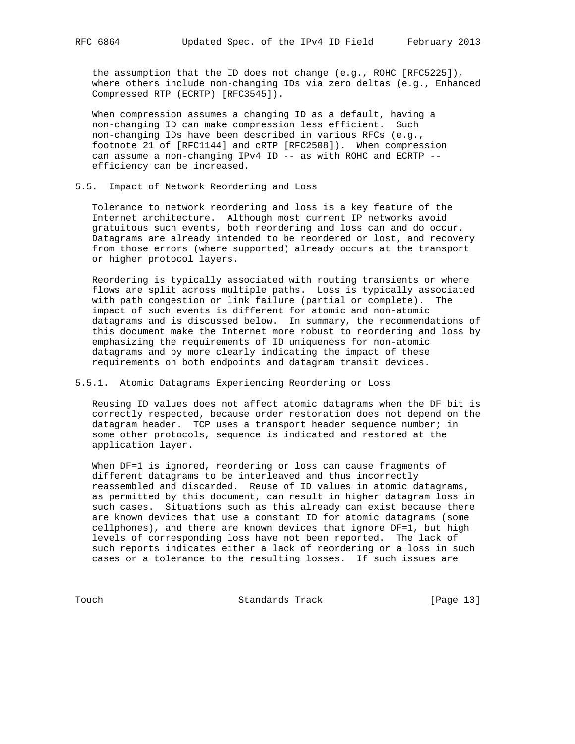the assumption that the ID does not change (e.g., ROHC [RFC5225]), where others include non-changing IDs via zero deltas (e.g., Enhanced Compressed RTP (ECRTP) [RFC3545]).

When compression assumes a changing ID as a default, having a non-changing ID can make compression less efficient. Such non-changing IDs have been described in various RFCs (e.g., footnote 21 of [RFC1144] and cRTP [RFC2508]). When compression can assume a non-changing IPv4 ID -- as with ROHC and ECRTP -- efficiency can be increased.

### 5.5. Impact of Network Reordering and Loss

Tolerance to network reordering and loss is a key feature of the Internet architecture. Although most current IP networks avoid gratuitous such events, both reordering and loss can and do occur. Datagrams are already intended to be reordered or lost, and recovery from those errors (where supported) already occurs at the transport or higher protocol layers.

Reordering is typically associated with routing transients or where flows are split across multiple paths. Loss is typically associated with path congestion or link failure (partial or complete). The impact of such events is different for atomic and non-atomic datagrams and is discussed below. In summary, the recommendations of this document make the Internet more robust to reordering and loss by emphasizing the requirements of ID uniqueness for non-atomic datagrams and by more clearly indicating the impact of these requirements on both endpoints and datagram transit devices.

#### 5.5.1. Atomic Datagrams Experiencing Reordering or Loss

Reusing ID values does not affect atomic datagrams when the DF bit is correctly respected, because order restoration does not depend on the datagram header. TCP uses a transport header sequence number; in some other protocols, sequence is indicated and restored at the application layer.

When DF=1 is ignored, reordering or loss can cause fragments of different datagrams to be interleaved and thus incorrectly reassembled and discarded. Reuse of ID values in atomic datagrams, as permitted by this document, can result in higher datagram loss in such cases. Situations such as this already can exist because there are known devices that use a constant ID for atomic datagrams (some cellphones), and there are known devices that ignore DF=1, but high levels of corresponding loss have not been reported. The lack of such reports indicates either a lack of reordering or a loss in such cases or a tolerance to the resulting losses. If such issues are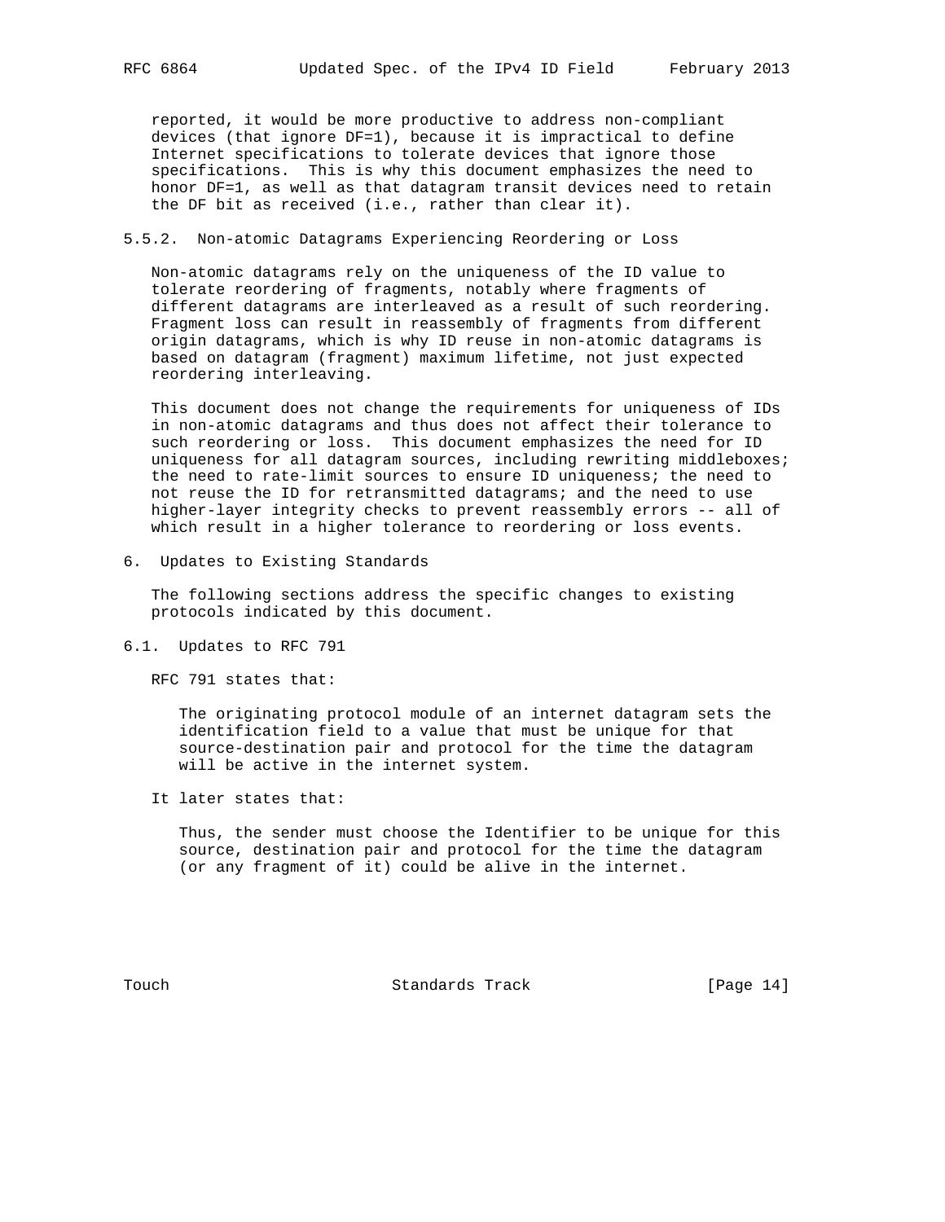reported, it would be more productive to address non-compliant devices (that ignore DF=1), because it is impractical to define Internet specifications to tolerate devices that ignore those specifications. This is why this document emphasizes the need to honor DF=1, as well as that datagram transit devices need to retain the DF bit as received (i.e., rather than clear it).

### 5.5.2. Non-atomic Datagrams Experiencing Reordering or Loss

Non-atomic datagrams rely on the uniqueness of the ID value to tolerate reordering of fragments, notably where fragments of different datagrams are interleaved as a result of such reordering. Fragment loss can result in reassembly of fragments from different origin datagrams, which is why ID reuse in non-atomic datagrams is based on datagram (fragment) maximum lifetime, not just expected reordering interleaving.

This document does not change the requirements for uniqueness of IDs in non-atomic datagrams and thus does not affect their tolerance to such reordering or loss. This document emphasizes the need for ID uniqueness for all datagram sources, including rewriting middleboxes; the need to rate-limit sources to ensure ID uniqueness; the need to not reuse the ID for retransmitted datagrams; and the need to use higher-layer integrity checks to prevent reassembly errors -- all of which result in a higher tolerance to reordering or loss events.

## 6. Updates to Existing Standards

The following sections address the specific changes to existing protocols indicated by this document.

### 6.1. Updates to RFC 791

RFC 791 states that:

> The originating protocol module of an internet datagram sets the identification field to a value that must be unique for that source-destination pair and protocol for the time the datagram will be active in the internet system.

It later states that:

> Thus, the sender must choose the Identifier to be unique for this source, destination pair and protocol for the time the datagram (or any fragment of it) could be alive in the internet.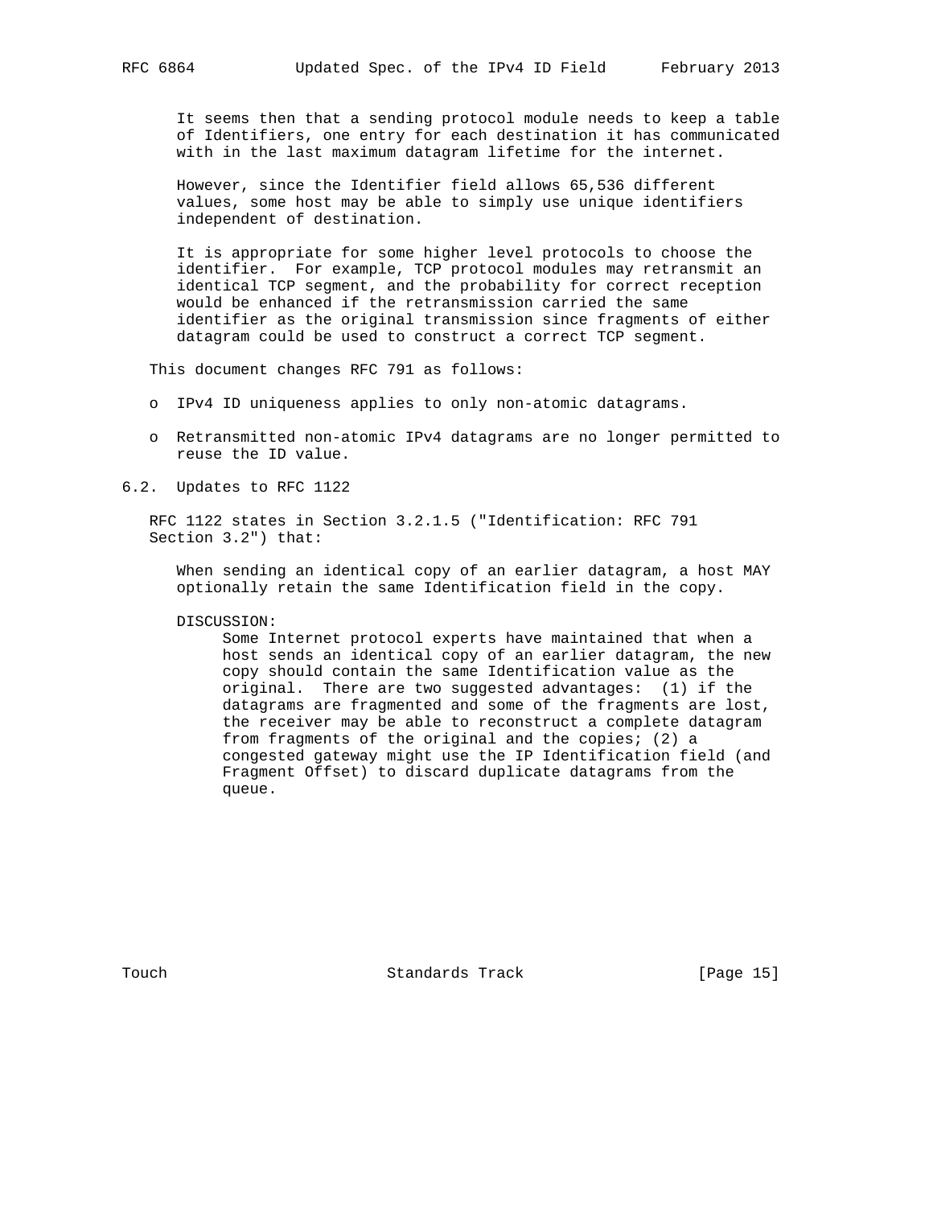> It seems then that a sending protocol module needs to keep a table of Identifiers, one entry for each destination it has communicated with in the last maximum datagram lifetime for the internet.
>
> However, since the Identifier field allows 65,536 different values, some host may be able to simply use unique identifiers independent of destination.
>
> It is appropriate for some higher level protocols to choose the identifier. For example, TCP protocol modules may retransmit an identical TCP segment, and the probability for correct reception would be enhanced if the retransmission carried the same identifier as the original transmission since fragments of either datagram could be used to construct a correct TCP segment.

This document changes RFC 791 as follows:

- IPv4 ID uniqueness applies to only non-atomic datagrams.
- Retransmitted non-atomic IPv4 datagrams are no longer permitted to reuse the ID value.

## 6.2. Updates to RFC 1122

RFC 1122 states in Section 3.2.1.5 ("Identification: RFC 791 Section 3.2") that:

> When sending an identical copy of an earlier datagram, a host MAY optionally retain the same Identification field in the copy.
>
> DISCUSSION:
>
> Some Internet protocol experts have maintained that when a host sends an identical copy of an earlier datagram, the new copy should contain the same Identification value as the original. There are two suggested advantages: (1) if the datagrams are fragmented and some of the fragments are lost, the receiver may be able to reconstruct a complete datagram from fragments of the original and the copies; (2) a congested gateway might use the IP Identification field (and Fragment Offset) to discard duplicate datagrams from the queue.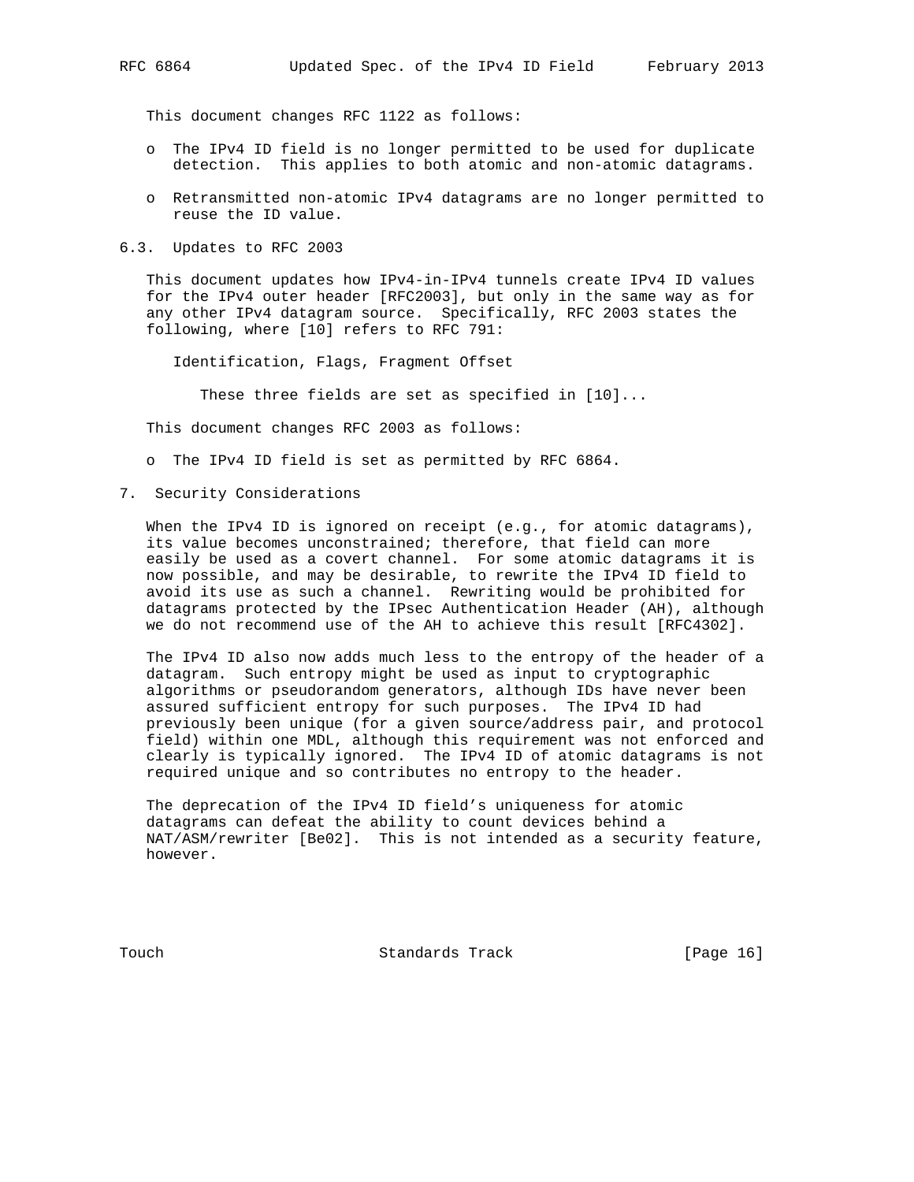This document changes RFC 1122 as follows:

- The IPv4 ID field is no longer permitted to be used for duplicate detection. This applies to both atomic and non-atomic datagrams.
- Retransmitted non-atomic IPv4 datagrams are no longer permitted to reuse the ID value.

### 6.3. Updates to RFC 2003

This document updates how IPv4-in-IPv4 tunnels create IPv4 ID values for the IPv4 outer header [RFC2003], but only in the same way as for any other IPv4 datagram source. Specifically, RFC 2003 states the following, where [10] refers to RFC 791:

> Identification, Flags, Fragment Offset
>
> These three fields are set as specified in [10]...

This document changes RFC 2003 as follows:

- The IPv4 ID field is set as permitted by RFC 6864.

## 7. Security Considerations

When the IPv4 ID is ignored on receipt (e.g., for atomic datagrams), its value becomes unconstrained; therefore, that field can more easily be used as a covert channel. For some atomic datagrams it is now possible, and may be desirable, to rewrite the IPv4 ID field to avoid its use as such a channel. Rewriting would be prohibited for datagrams protected by the IPsec Authentication Header (AH), although we do not recommend use of the AH to achieve this result [RFC4302].

The IPv4 ID also now adds much less to the entropy of the header of a datagram. Such entropy might be used as input to cryptographic algorithms or pseudorandom generators, although IDs have never been assured sufficient entropy for such purposes. The IPv4 ID had previously been unique (for a given source/address pair, and protocol field) within one MDL, although this requirement was not enforced and clearly is typically ignored. The IPv4 ID of atomic datagrams is not required unique and so contributes no entropy to the header.

The deprecation of the IPv4 ID field's uniqueness for atomic datagrams can defeat the ability to count devices behind a NAT/ASM/rewriter [Be02]. This is not intended as a security feature, however.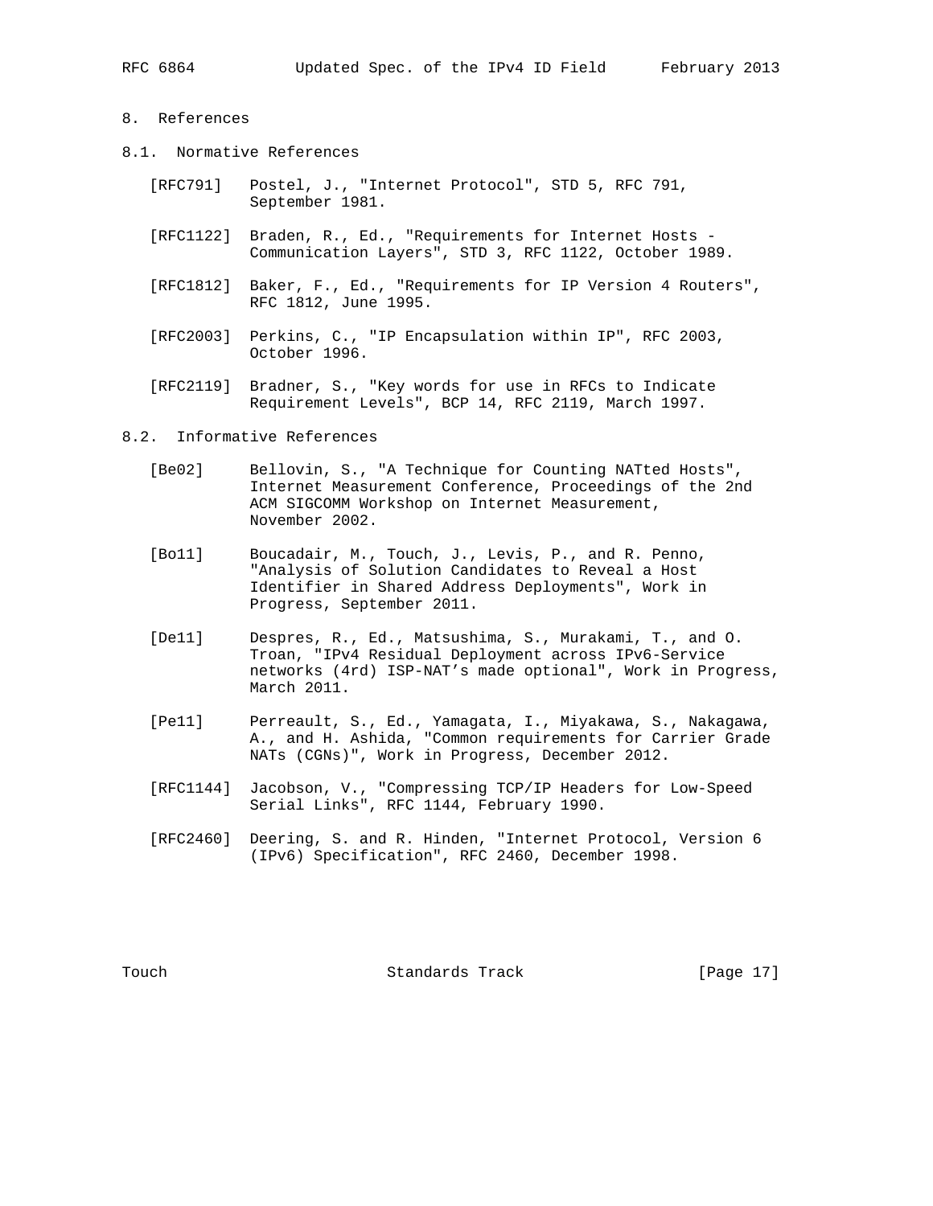## 8. References

### 8.1. Normative References

[RFC791] Postel, J., "Internet Protocol", STD 5, RFC 791, September 1981.

[RFC1122] Braden, R., Ed., "Requirements for Internet Hosts - Communication Layers", STD 3, RFC 1122, October 1989.

[RFC1812] Baker, F., Ed., "Requirements for IP Version 4 Routers", RFC 1812, June 1995.

[RFC2003] Perkins, C., "IP Encapsulation within IP", RFC 2003, October 1996.

[RFC2119] Bradner, S., "Key words for use in RFCs to Indicate Requirement Levels", BCP 14, RFC 2119, March 1997.

### 8.2. Informative References

[Be02] Bellovin, S., "A Technique for Counting NATted Hosts", Internet Measurement Conference, Proceedings of the 2nd ACM SIGCOMM Workshop on Internet Measurement, November 2002.

[Bo11] Boucadair, M., Touch, J., Levis, P., and R. Penno, "Analysis of Solution Candidates to Reveal a Host Identifier in Shared Address Deployments", Work in Progress, September 2011.

[De11] Despres, R., Ed., Matsushima, S., Murakami, T., and O. Troan, "IPv4 Residual Deployment across IPv6-Service networks (4rd) ISP-NAT’s made optional", Work in Progress, March 2011.

[Pe11] Perreault, S., Ed., Yamagata, I., Miyakawa, S., Nakagawa, A., and H. Ashida, "Common requirements for Carrier Grade NATs (CGNs)", Work in Progress, December 2012.

[RFC1144] Jacobson, V., "Compressing TCP/IP Headers for Low-Speed Serial Links", RFC 1144, February 1990.

[RFC2460] Deering, S. and R. Hinden, "Internet Protocol, Version 6 (IPv6) Specification", RFC 2460, December 1998.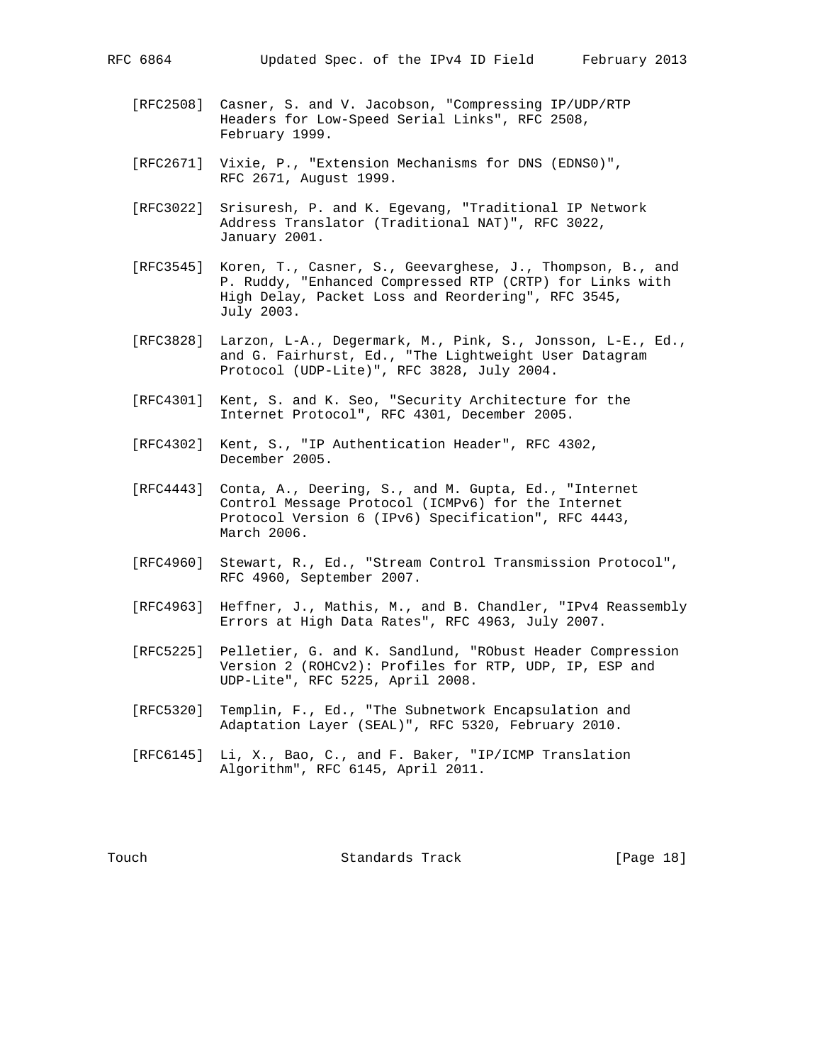[RFC2508] Casner, S. and V. Jacobson, "Compressing IP/UDP/RTP Headers for Low-Speed Serial Links", RFC 2508, February 1999.

[RFC2671] Vixie, P., "Extension Mechanisms for DNS (EDNS0)", RFC 2671, August 1999.

[RFC3022] Srisuresh, P. and K. Egevang, "Traditional IP Network Address Translator (Traditional NAT)", RFC 3022, January 2001.

[RFC3545] Koren, T., Casner, S., Geevarghese, J., Thompson, B., and P. Ruddy, "Enhanced Compressed RTP (CRTP) for Links with High Delay, Packet Loss and Reordering", RFC 3545, July 2003.

[RFC3828] Larzon, L-A., Degermark, M., Pink, S., Jonsson, L-E., Ed., and G. Fairhurst, Ed., "The Lightweight User Datagram Protocol (UDP-Lite)", RFC 3828, July 2004.

[RFC4301] Kent, S. and K. Seo, "Security Architecture for the Internet Protocol", RFC 4301, December 2005.

[RFC4302] Kent, S., "IP Authentication Header", RFC 4302, December 2005.

[RFC4443] Conta, A., Deering, S., and M. Gupta, Ed., "Internet Control Message Protocol (ICMPv6) for the Internet Protocol Version 6 (IPv6) Specification", RFC 4443, March 2006.

[RFC4960] Stewart, R., Ed., "Stream Control Transmission Protocol", RFC 4960, September 2007.

[RFC4963] Heffner, J., Mathis, M., and B. Chandler, "IPv4 Reassembly Errors at High Data Rates", RFC 4963, July 2007.

[RFC5225] Pelletier, G. and K. Sandlund, "RObust Header Compression Version 2 (ROHCv2): Profiles for RTP, UDP, IP, ESP and UDP-Lite", RFC 5225, April 2008.

[RFC5320] Templin, F., Ed., "The Subnetwork Encapsulation and Adaptation Layer (SEAL)", RFC 5320, February 2010.

[RFC6145] Li, X., Bao, C., and F. Baker, "IP/ICMP Translation Algorithm", RFC 6145, April 2011.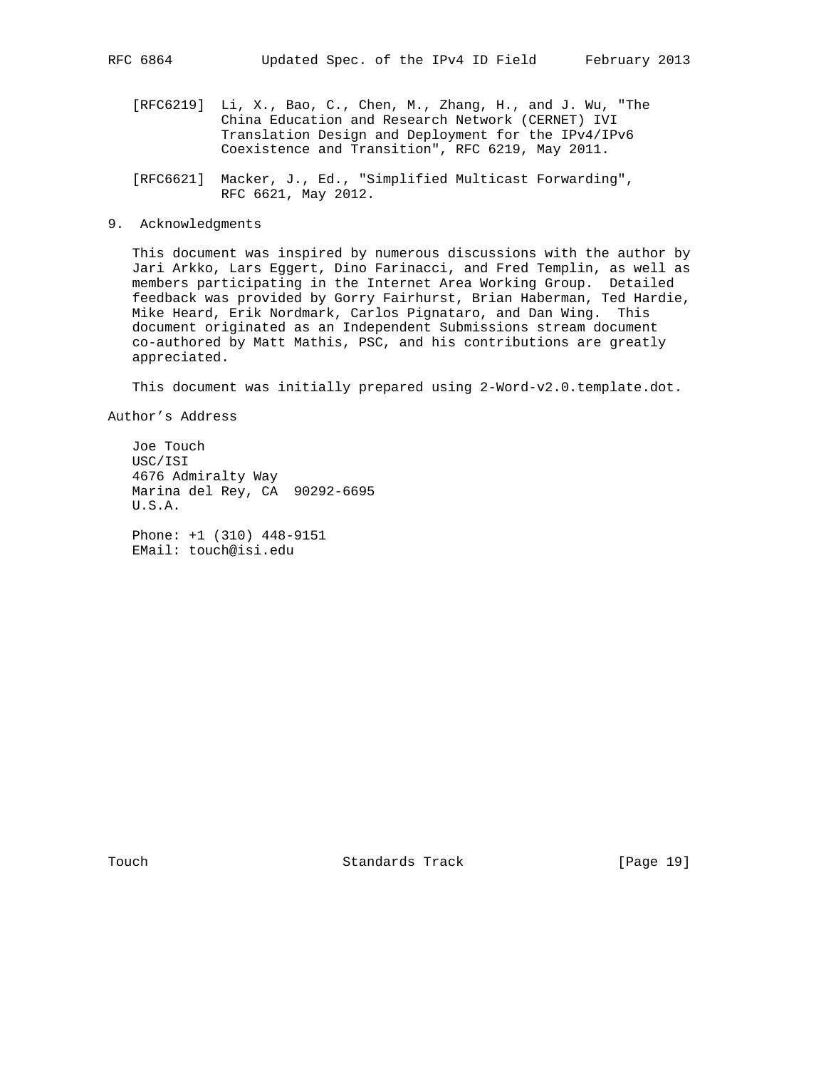[RFC6219] Li, X., Bao, C., Chen, M., Zhang, H., and J. Wu, "The China Education and Research Network (CERNET) IVI Translation Design and Deployment for the IPv4/IPv6 Coexistence and Transition", RFC 6219, May 2011.

[RFC6621] Macker, J., Ed., "Simplified Multicast Forwarding", RFC 6621, May 2012.

## 9. Acknowledgments

This document was inspired by numerous discussions with the author by Jari Arkko, Lars Eggert, Dino Farinacci, and Fred Templin, as well as members participating in the Internet Area Working Group. Detailed feedback was provided by Gorry Fairhurst, Brian Haberman, Ted Hardie, Mike Heard, Erik Nordmark, Carlos Pignataro, and Dan Wing. This document originated as an Independent Submissions stream document co-authored by Matt Mathis, PSC, and his contributions are greatly appreciated.

This document was initially prepared using 2-Word-v2.0.template.dot.

## Author's Address

Joe Touch
USC/ISI
4676 Admiralty Way
Marina del Rey, CA 90292-6695
U.S.A.

Phone: +1 (310) 448-9151
EMail: touch@isi.edu